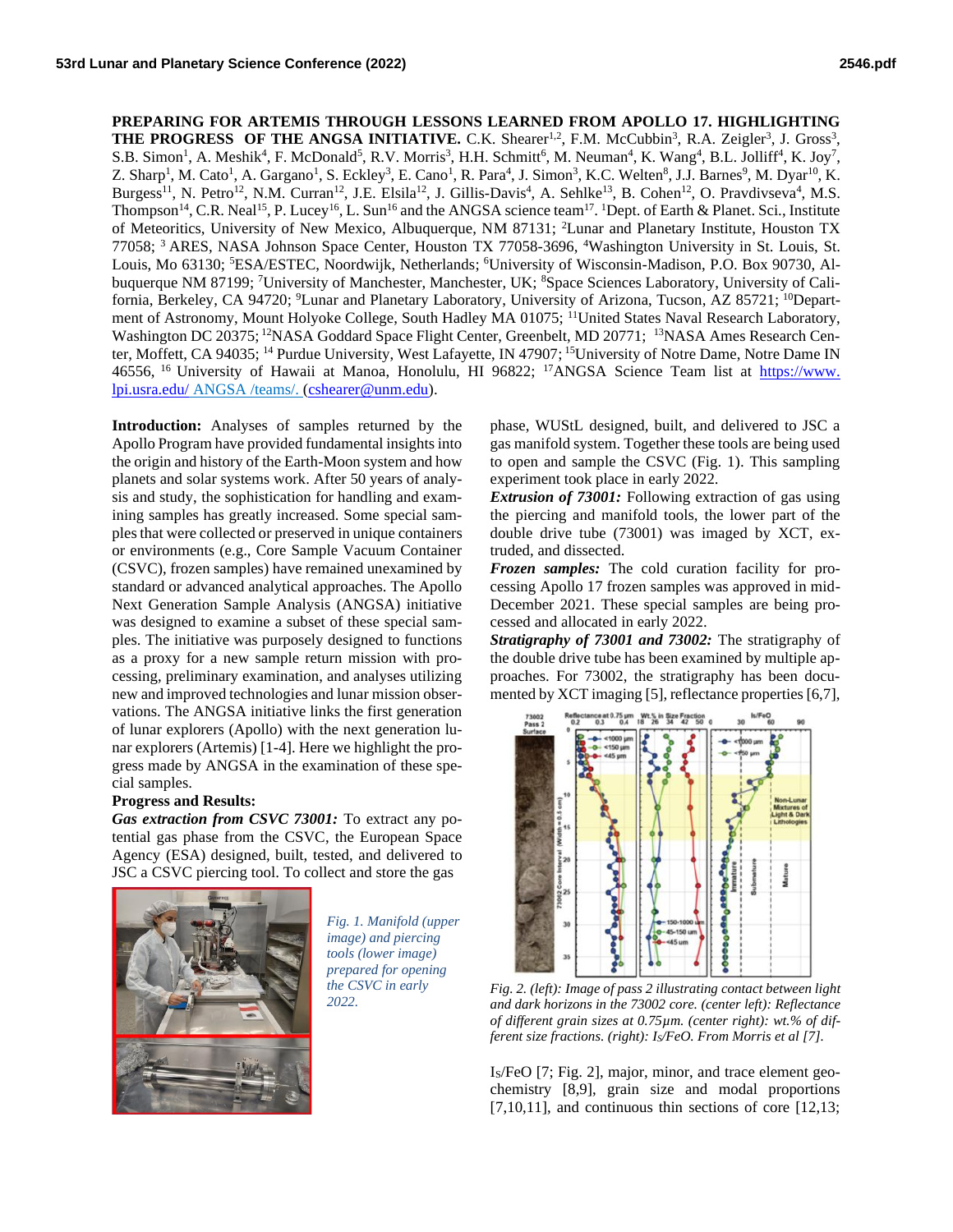**PREPARING FOR ARTEMIS THROUGH LESSONS LEARNED FROM APOLLO 17. HIGHLIGHTING THE PROGRESS OF THE ANGSA INITIATIVE.** C.K. Shearer[1,2], F.M. McCubbin[3], R.A. Zeigler[3], J. Gross[3], S.B. Simon[1], A. Meshik[4], F. McDonald[5], R.V. Morris[3], H.H. Schmitt[6], M. Neuman[4], K. Wang[4], B.L. Jolliff[4], K. Joy[7], Z. Sharp[1], M. Cato[1], A. Gargano[1], S. Eckley[3], E. Cano[1], R. Para[4], J. Simon[3], K.C. Welten[8], J.J. Barnes[9], M. Dyar[10], K. Burgess[11], N. Petro[12], N.M. Curran[12], J.E. Elsila[12], J. Gillis-Davis[4], A. Sehlke[13], B. Cohen[12], O. Pravdivseva[4], M.S. Thompson[14], C.R. Neal[15], P. Lucey[16], L. Sun[16] and the ANGSA science team[17]. [1]Dept. of Earth & Planet. Sci., Institute of Meteoritics, University of New Mexico, Albuquerque, NM 87131; [2]Lunar and Planetary Institute, Houston TX 77058; [3] ARES, NASA Johnson Space Center, Houston TX 77058-3696, [4]Washington University in St. Louis, St. Louis, Mo 63130; [5]ESA/ESTEC, Noordwijk, Netherlands; [6]University of Wisconsin-Madison, P.O. Box 90730, Albuquerque NM 87199; [7]University of Manchester, Manchester, UK; [8]Space Sciences Laboratory, University of California, Berkeley, CA 94720; [9]Lunar and Planetary Laboratory, University of Arizona, Tucson, AZ 85721; [10]Department of Astronomy, Mount Holyoke College, South Hadley MA 01075; [11]United States Naval Research Laboratory, Washington DC 20375; [12]NASA Goddard Space Flight Center, Greenbelt, MD 20771; [13]NASA Ames Research Center, Moffett, CA 94035; [14] Purdue University, West Lafayette, IN 47907; [15]University of Notre Dame, Notre Dame IN 46556, [16] University of Hawaii at Manoa, Honolulu, HI 96822; [17]ANGSA Science Team list at https://www.lpi.usra.edu/ ANGSA /teams/. (cshearer@unm.edu).

**Introduction:** Analyses of samples returned by the Apollo Program have provided fundamental insights into the origin and history of the Earth-Moon system and how planets and solar systems work. After 50 years of analysis and study, the sophistication for handling and examining samples has greatly increased. Some special samples that were collected or preserved in unique containers or environments (e.g., Core Sample Vacuum Container (CSVC), frozen samples) have remained unexamined by standard or advanced analytical approaches. The Apollo Next Generation Sample Analysis (ANGSA) initiative was designed to examine a subset of these special samples. The initiative was purposely designed to functions as a proxy for a new sample return mission with processing, preliminary examination, and analyses utilizing new and improved technologies and lunar mission observations. The ANGSA initiative links the first generation of lunar explorers (Apollo) with the next generation lunar explorers (Artemis) [1-4]. Here we highlight the progress made by ANGSA in the examination of these special samples.

**Progress and Results:**

***Gas extraction from CSVC 73001:*** To extract any potential gas phase from the CSVC, the European Space Agency (ESA) designed, built, tested, and delivered to JSC a CSVC piercing tool. To collect and store the gas phase, WUStL designed, built, and delivered to JSC a gas manifold system. Together these tools are being used to open and sample the CSVC (Fig. 1). This sampling experiment took place in early 2022.

*Fig. 1. Manifold (upper image) and piercing tools (lower image) prepared for opening the CSVC in early 2022.*

***Extrusion of 73001:*** Following extraction of gas using the piercing and manifold tools, the lower part of the double drive tube (73001) was imaged by XCT, extruded, and dissected.

***Frozen samples:*** The cold curation facility for processing Apollo 17 frozen samples was approved in mid-December 2021. These special samples are being processed and allocated in early 2022.

***Stratigraphy of 73001 and 73002:*** The stratigraphy of the double drive tube has been examined by multiple approaches. For 73002, the stratigraphy has been documented by XCT imaging [5], reflectance properties [6,7], $I_S$/FeO [7; Fig. 2], major, minor, and trace element geochemistry [8,9], grain size and modal proportions [7,10,11], and continuous thin sections of core [12,13;

*Fig. 2. (left): Image of pass 2 illustrating contact between light and dark horizons in the 73002 core. (center left): Reflectance of different grain sizes at 0.75μm. (center right): wt.% of different size fractions. (right): $I_S$/FeO. From Morris et al [7].*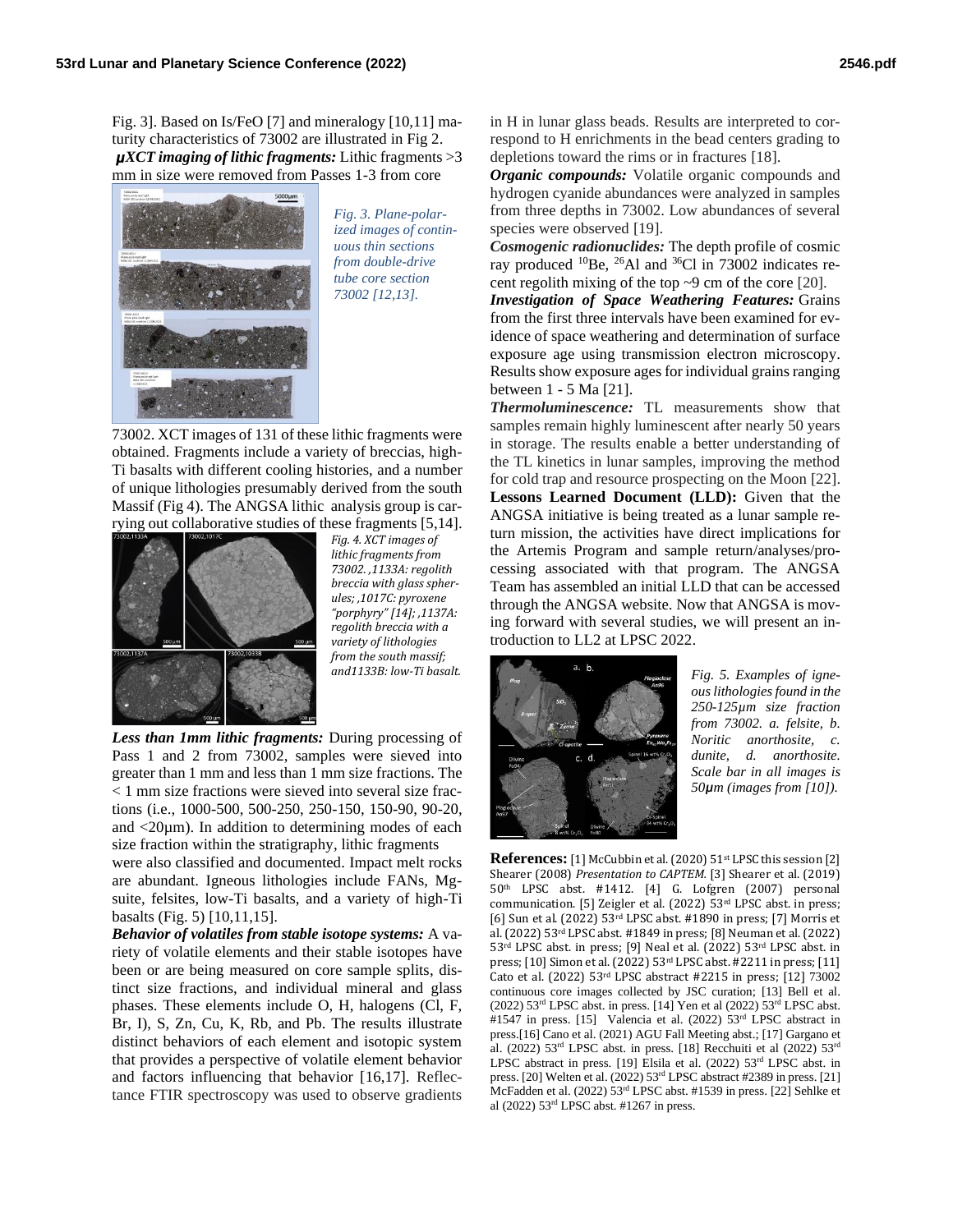Fig. 3]. Based on Is/FeO [7] and mineralogy [10,11] maturity characteristics of 73002 are illustrated in Fig 2.

***µXCT imaging of lithic fragments:*** Lithic fragments >3 mm in size were removed from Passes 1-3 from core 73002. XCT images of 131 of these lithic fragments were obtained. Fragments include a variety of breccias, high-Ti basalts with different cooling histories, and a number of unique lithologies presumably derived from the south Massif (Fig 4). The ANGSA lithic analysis group is carrying out collaborative studies of these fragments [5,14].

*Fig. 3. Plane-polarized images of continuous thin sections from double-drive tube core section 73002 [12,13].*

*Fig. 4. XCT images of lithic fragments from 73002. ,1133A: regolith breccia with glass spherules; ,1017C: pyroxene "porphyry" [14]; ,1137A: regolith breccia with a variety of lithologies from the south massif; and1133B: low-Ti basalt.*

***Less than 1mm lithic fragments:*** During processing of Pass 1 and 2 from 73002, samples were sieved into greater than 1 mm and less than 1 mm size fractions. The < 1 mm size fractions were sieved into several size fractions (i.e., 1000-500, 500-250, 250-150, 150-90, 90-20, and <20µm). In addition to determining modes of each size fraction within the stratigraphy, lithic fragments were also classified and documented. Impact melt rocks are abundant. Igneous lithologies include FANs, Mg-suite, felsites, low-Ti basalts, and a variety of high-Ti basalts (Fig. 5) [10,11,15].

***Behavior of volatiles from stable isotope systems:*** A variety of volatile elements and their stable isotopes have been or are being measured on core sample splits, distinct size fractions, and individual mineral and glass phases. These elements include O, H, halogens (Cl, F, Br, I), S, Zn, Cu, K, Rb, and Pb. The results illustrate distinct behaviors of each element and isotopic system that provides a perspective of volatile element behavior and factors influencing that behavior [16,17]. Reflectance FTIR spectroscopy was used to observe gradients in H in lunar glass beads. Results are interpreted to correspond to H enrichments in the bead centers grading to depletions toward the rims or in fractures [18].

***Organic compounds:*** Volatile organic compounds and hydrogen cyanide abundances were analyzed in samples from three depths in 73002. Low abundances of several species were observed [19].

***Cosmogenic radionuclides:*** The depth profile of cosmic ray produced $^{10}Be$, $^{26}Al$ and $^{36}Cl$ in 73002 indicates recent regolith mixing of the top ~9 cm of the core [20].

***Investigation of Space Weathering Features:*** Grains from the first three intervals have been examined for evidence of space weathering and determination of surface exposure age using transmission electron microscopy. Results show exposure ages for individual grains ranging between 1 - 5 Ma [21].

***Thermoluminescence:*** TL measurements show that samples remain highly luminescent after nearly 50 years in storage. The results enable a better understanding of the TL kinetics in lunar samples, improving the method for cold trap and resource prospecting on the Moon [22].

**Lessons Learned Document (LLD):** Given that the ANGSA initiative is being treated as a lunar sample return mission, the activities have direct implications for the Artemis Program and sample return/analyses/processing associated with that program. The ANGSA Team has assembled an initial LLD that can be accessed through the ANGSA website. Now that ANGSA is moving forward with several studies, we will present an introduction to LL2 at LPSC 2022.

*Fig. 5. Examples of igneous lithologies found in the 250-125µm size fraction from 73002. a. felsite, b. Noritic anorthosite, c. dunite, d. anorthosite. Scale bar in all images is 50µm (images from [10]).*

**References:** [1] McCubbin et al. (2020) 51st LPSC this session [2] Shearer (2008) *Presentation to CAPTEM.* [3] Shearer et al. (2019) 50th LPSC abst. #1412. [4] G. Lofgren (2007) personal communication. [5] Zeigler et al. (2022) 53rd LPSC abst. in press; [6] Sun et al. (2022) 53rd LPSC abst. #1890 in press; [7] Morris et al. (2022) 53rd LPSC abst. #1849 in press; [8] Neuman et al. (2022) 53rd LPSC abst. in press; [9] Neal et al. (2022) 53rd LPSC abst. in press; [10] Simon et al. (2022) 53rd LPSC abst. #2211 in press; [11] Cato et al. (2022) 53rd LPSC abstract #2215 in press; [12] 73002 continuous core images collected by JSC curation; [13] Bell et al. (2022) 53rd LPSC abst. in press. [14] Yen et al (2022) 53rd LPSC abst. #1547 in press. [15] Valencia et al. (2022) 53rd LPSC abstract in press.[16] Cano et al. (2021) AGU Fall Meeting abst.; [17] Gargano et al. (2022) 53rd LPSC abst. in press. [18] Recchuiti et al (2022) 53rd LPSC abstract in press. [19] Elsila et al. (2022) 53rd LPSC abst. in press. [20] Welten et al. (2022) 53rd LPSC abstract #2389 in press. [21] McFadden et al. (2022) 53rd LPSC abst. #1539 in press. [22] Sehlke et al (2022) 53rd LPSC abst. #1267 in press.